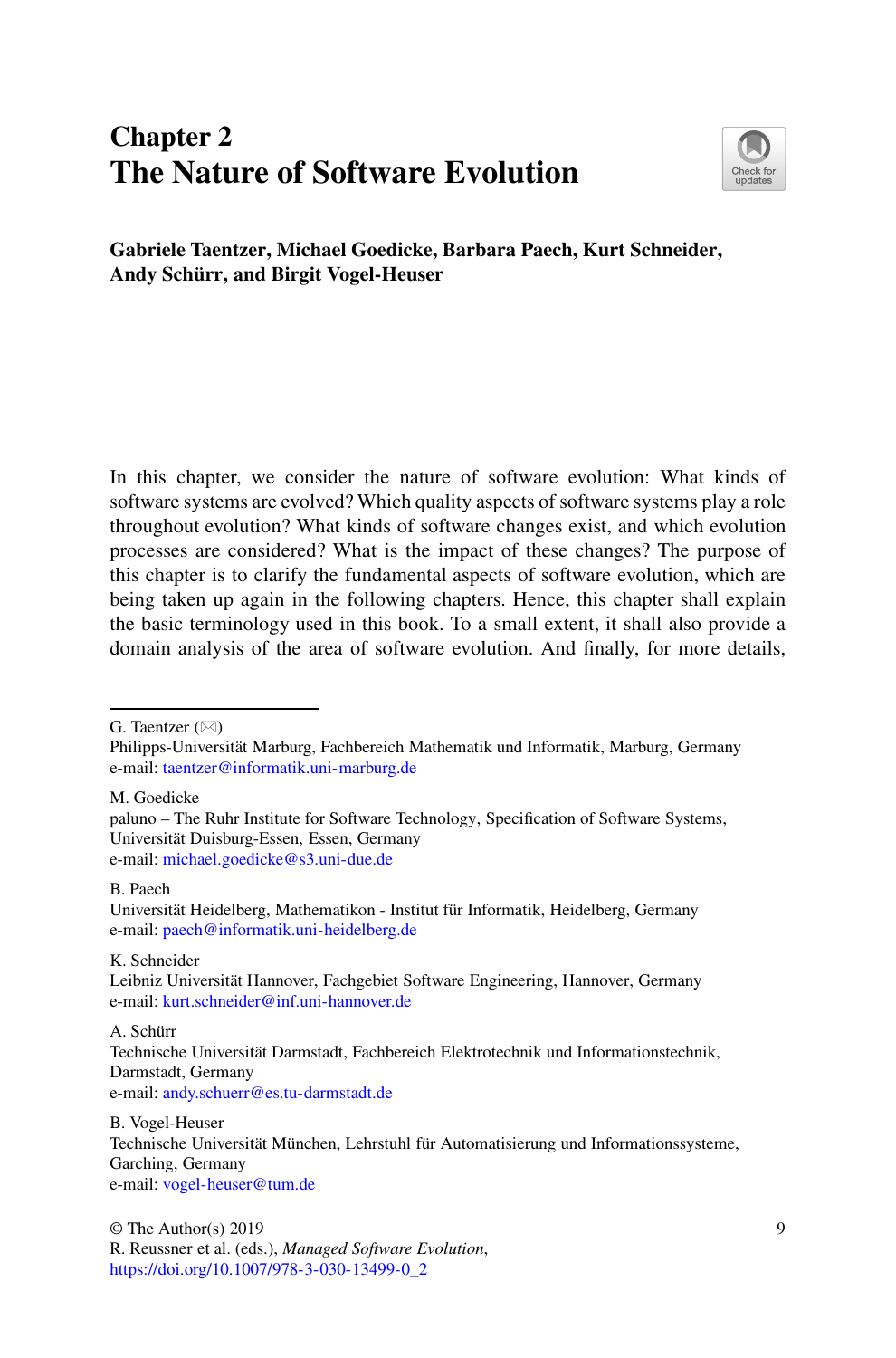# Chapter 2
# The Nature of Software Evolution

**Gabriele Taentzer, Michael Goedicke, Barbara Paech, Kurt Schneider, Andy Schürr, and Birgit Vogel-Heuser**

In this chapter, we consider the nature of software evolution: What kinds of software systems are evolved? Which quality aspects of software systems play a role throughout evolution? What kinds of software changes exist, and which evolution processes are considered? What is the impact of these changes? The purpose of this chapter is to clarify the fundamental aspects of software evolution, which are being taken up again in the following chapters. Hence, this chapter shall explain the basic terminology used in this book. To a small extent, it shall also provide a domain analysis of the area of software evolution. And finally, for more details,

---

G. Taentzer (✉)
Philipps-Universität Marburg, Fachbereich Mathematik und Informatik, Marburg, Germany
e-mail: taentzer@informatik.uni-marburg.de

M. Goedicke
paluno – The Ruhr Institute for Software Technology, Specification of Software Systems, Universität Duisburg-Essen, Essen, Germany
e-mail: michael.goedicke@s3.uni-due.de

B. Paech
Universität Heidelberg, Mathematikon - Institut für Informatik, Heidelberg, Germany
e-mail: paech@informatik.uni-heidelberg.de

K. Schneider
Leibniz Universität Hannover, Fachgebiet Software Engineering, Hannover, Germany
e-mail: kurt.schneider@inf.uni-hannover.de

A. Schürr
Technische Universität Darmstadt, Fachbereich Elektrotechnik und Informationstechnik, Darmstadt, Germany
e-mail: andy.schuerr@es.tu-darmstadt.de

B. Vogel-Heuser
Technische Universität München, Lehrstuhl für Automatisierung und Informationssysteme, Garching, Germany
e-mail: vogel-heuser@tum.de

© The Author(s) 2019
R. Reussner et al. (eds.), *Managed Software Evolution*,
https://doi.org/10.1007/978-3-030-13499-0_2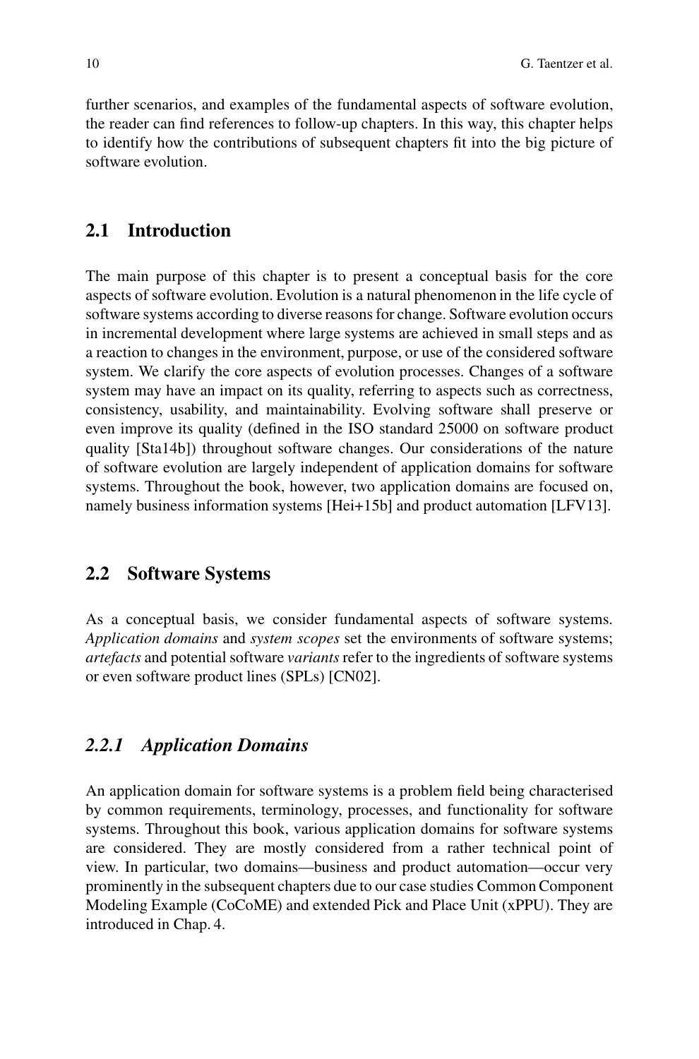further scenarios, and examples of the fundamental aspects of software evolution, the reader can find references to follow-up chapters. In this way, this chapter helps to identify how the contributions of subsequent chapters fit into the big picture of software evolution.

## 2.1 Introduction

The main purpose of this chapter is to present a conceptual basis for the core aspects of software evolution. Evolution is a natural phenomenon in the life cycle of software systems according to diverse reasons for change. Software evolution occurs in incremental development where large systems are achieved in small steps and as a reaction to changes in the environment, purpose, or use of the considered software system. We clarify the core aspects of evolution processes. Changes of a software system may have an impact on its quality, referring to aspects such as correctness, consistency, usability, and maintainability. Evolving software shall preserve or even improve its quality (defined in the ISO standard 25000 on software product quality [Sta14b]) throughout software changes. Our considerations of the nature of software evolution are largely independent of application domains for software systems. Throughout the book, however, two application domains are focused on, namely business information systems [Hei+15b] and product automation [LFV13].

## 2.2 Software Systems

As a conceptual basis, we consider fundamental aspects of software systems. *Application domains* and *system scopes* set the environments of software systems; *artefacts* and potential software *variants* refer to the ingredients of software systems or even software product lines (SPLs) [CN02].

### *2.2.1 Application Domains*

An application domain for software systems is a problem field being characterised by common requirements, terminology, processes, and functionality for software systems. Throughout this book, various application domains for software systems are considered. They are mostly considered from a rather technical point of view. In particular, two domains—business and product automation—occur very prominently in the subsequent chapters due to our case studies Common Component Modeling Example (CoCoME) and extended Pick and Place Unit (xPPU). They are introduced in Chap. 4.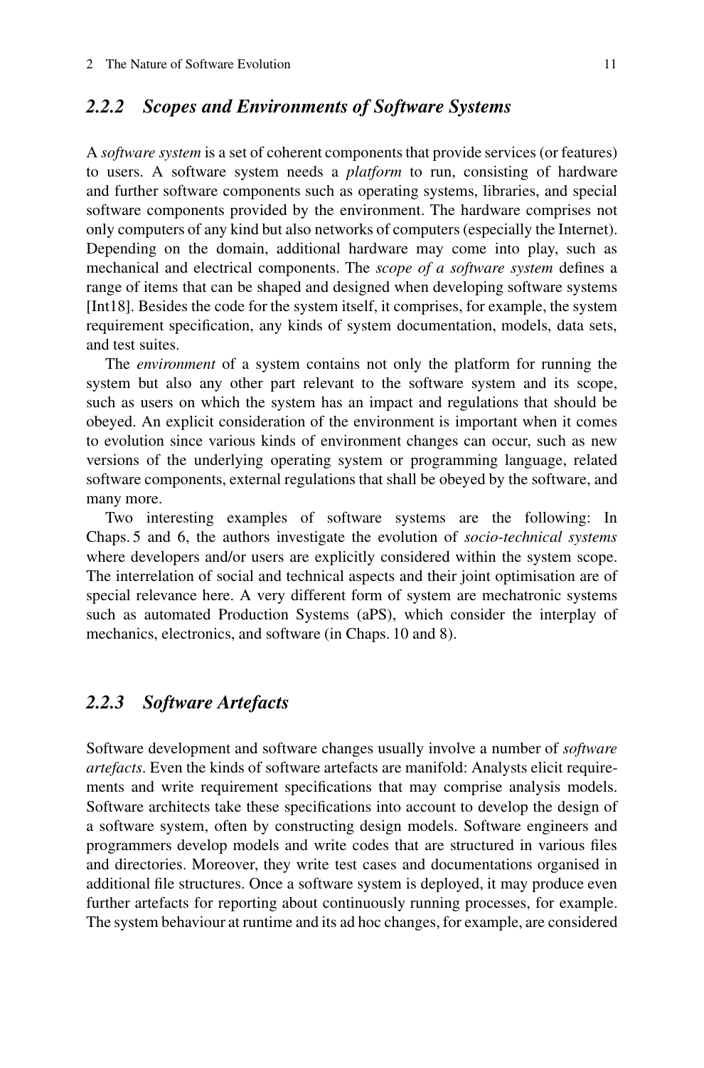### 2.2.2 Scopes and Environments of Software Systems

A *software system* is a set of coherent components that provide services (or features) to users. A software system needs a *platform* to run, consisting of hardware and further software components such as operating systems, libraries, and special software components provided by the environment. The hardware comprises not only computers of any kind but also networks of computers (especially the Internet). Depending on the domain, additional hardware may come into play, such as mechanical and electrical components. The *scope of a software system* defines a range of items that can be shaped and designed when developing software systems [Int18]. Besides the code for the system itself, it comprises, for example, the system requirement specification, any kinds of system documentation, models, data sets, and test suites.

The *environment* of a system contains not only the platform for running the system but also any other part relevant to the software system and its scope, such as users on which the system has an impact and regulations that should be obeyed. An explicit consideration of the environment is important when it comes to evolution since various kinds of environment changes can occur, such as new versions of the underlying operating system or programming language, related software components, external regulations that shall be obeyed by the software, and many more.

Two interesting examples of software systems are the following: In Chaps. 5 and 6, the authors investigate the evolution of *socio-technical systems* where developers and/or users are explicitly considered within the system scope. The interrelation of social and technical aspects and their joint optimisation are of special relevance here. A very different form of system are mechatronic systems such as automated Production Systems (aPS), which consider the interplay of mechanics, electronics, and software (in Chaps. 10 and 8).

### 2.2.3 Software Artefacts

Software development and software changes usually involve a number of *software artefacts*. Even the kinds of software artefacts are manifold: Analysts elicit requirements and write requirement specifications that may comprise analysis models. Software architects take these specifications into account to develop the design of a software system, often by constructing design models. Software engineers and programmers develop models and write codes that are structured in various files and directories. Moreover, they write test cases and documentations organised in additional file structures. Once a software system is deployed, it may produce even further artefacts for reporting about continuously running processes, for example. The system behaviour at runtime and its ad hoc changes, for example, are considered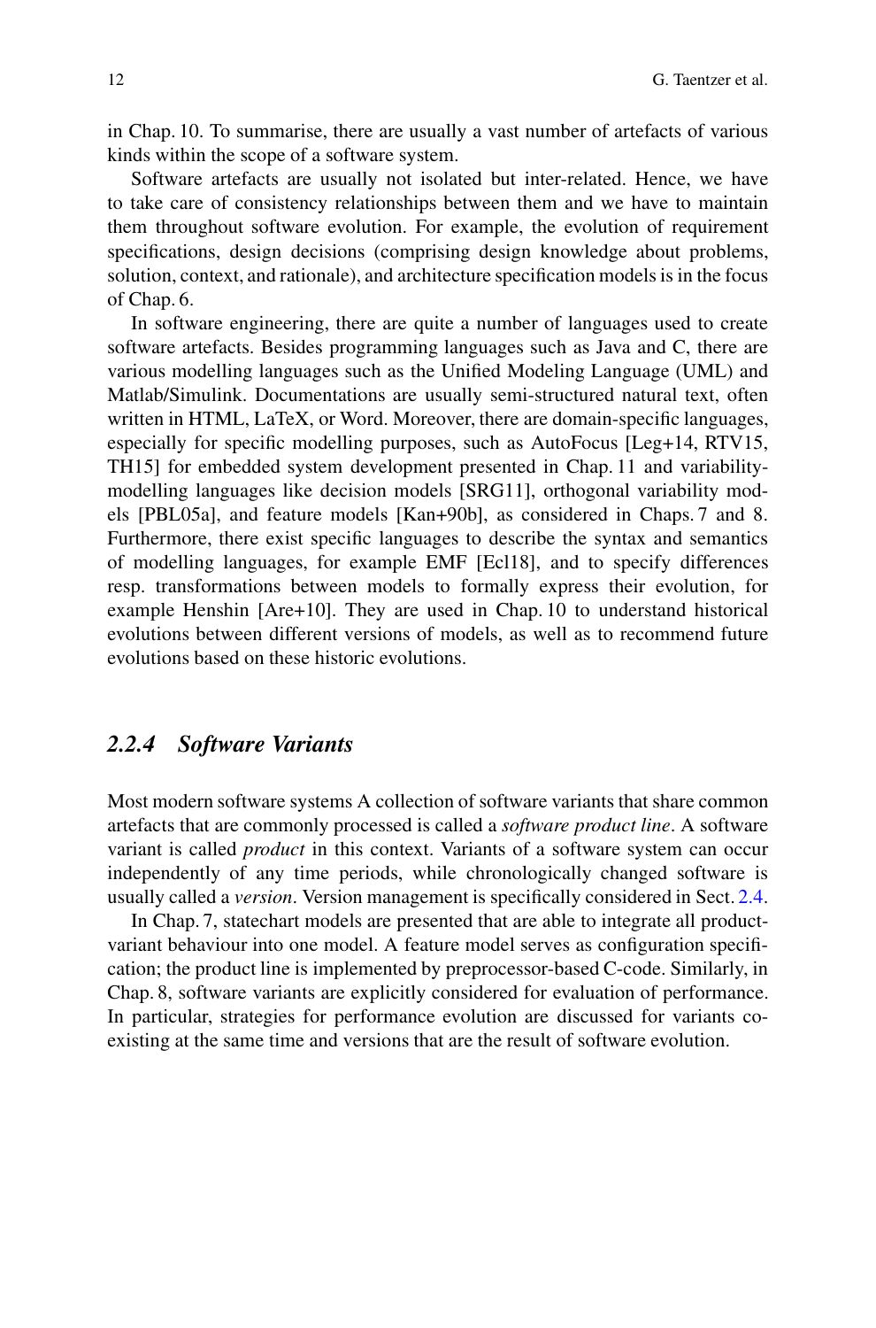in Chap. 10. To summarise, there are usually a vast number of artefacts of various kinds within the scope of a software system.

Software artefacts are usually not isolated but inter-related. Hence, we have to take care of consistency relationships between them and we have to maintain them throughout software evolution. For example, the evolution of requirement specifications, design decisions (comprising design knowledge about problems, solution, context, and rationale), and architecture specification models is in the focus of Chap. 6.

In software engineering, there are quite a number of languages used to create software artefacts. Besides programming languages such as Java and C, there are various modelling languages such as the Unified Modeling Language (UML) and Matlab/Simulink. Documentations are usually semi-structured natural text, often written in HTML, LaTeX, or Word. Moreover, there are domain-specific languages, especially for specific modelling purposes, such as AutoFocus [Leg+14, RTV15, TH15] for embedded system development presented in Chap. 11 and variability-modelling languages like decision models [SRG11], orthogonal variability models [PBL05a], and feature models [Kan+90b], as considered in Chaps. 7 and 8. Furthermore, there exist specific languages to describe the syntax and semantics of modelling languages, for example EMF [Ecl18], and to specify differences resp. transformations between models to formally express their evolution, for example Henshin [Are+10]. They are used in Chap. 10 to understand historical evolutions between different versions of models, as well as to recommend future evolutions based on these historic evolutions.

### *2.2.4 Software Variants*

Most modern software systems A collection of software variants that share common artefacts that are commonly processed is called a *software product line*. A software variant is called *product* in this context. Variants of a software system can occur independently of any time periods, while chronologically changed software is usually called a *version*. Version management is specifically considered in Sect. 2.4.

In Chap. 7, statechart models are presented that are able to integrate all product-variant behaviour into one model. A feature model serves as configuration specification; the product line is implemented by preprocessor-based C-code. Similarly, in Chap. 8, software variants are explicitly considered for evaluation of performance. In particular, strategies for performance evolution are discussed for variants co-existing at the same time and versions that are the result of software evolution.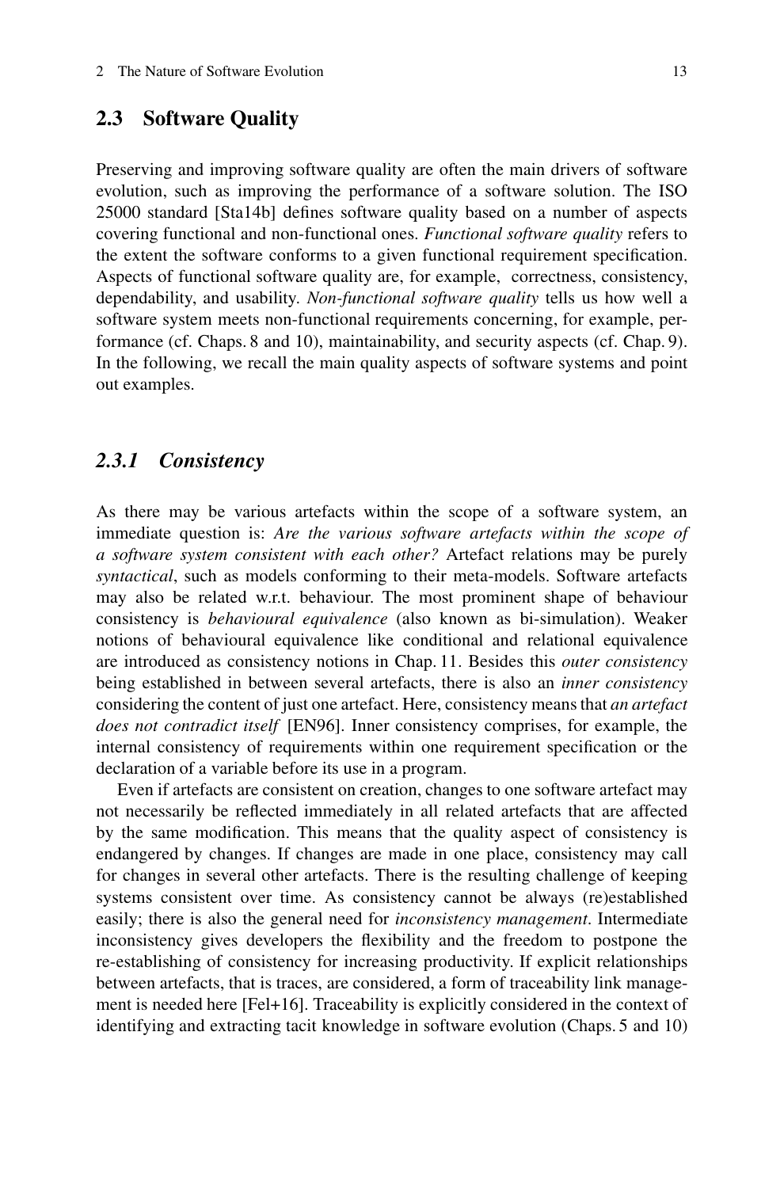## 2.3 Software Quality

Preserving and improving software quality are often the main drivers of software evolution, such as improving the performance of a software solution. The ISO 25000 standard [Sta14b] defines software quality based on a number of aspects covering functional and non-functional ones. *Functional software quality* refers to the extent the software conforms to a given functional requirement specification. Aspects of functional software quality are, for example, correctness, consistency, dependability, and usability. *Non-functional software quality* tells us how well a software system meets non-functional requirements concerning, for example, performance (cf. Chaps. 8 and 10), maintainability, and security aspects (cf. Chap. 9). In the following, we recall the main quality aspects of software systems and point out examples.

### *2.3.1 Consistency*

As there may be various artefacts within the scope of a software system, an immediate question is: *Are the various software artefacts within the scope of a software system consistent with each other?* Artefact relations may be purely *syntactical*, such as models conforming to their meta-models. Software artefacts may also be related w.r.t. behaviour. The most prominent shape of behaviour consistency is *behavioural equivalence* (also known as bi-simulation). Weaker notions of behavioural equivalence like conditional and relational equivalence are introduced as consistency notions in Chap. 11. Besides this *outer consistency* being established in between several artefacts, there is also an *inner consistency* considering the content of just one artefact. Here, consistency means that *an artefact does not contradict itself* [EN96]. Inner consistency comprises, for example, the internal consistency of requirements within one requirement specification or the declaration of a variable before its use in a program.

Even if artefacts are consistent on creation, changes to one software artefact may not necessarily be reflected immediately in all related artefacts that are affected by the same modification. This means that the quality aspect of consistency is endangered by changes. If changes are made in one place, consistency may call for changes in several other artefacts. There is the resulting challenge of keeping systems consistent over time. As consistency cannot be always (re)established easily; there is also the general need for *inconsistency management*. Intermediate inconsistency gives developers the flexibility and the freedom to postpone the re-establishing of consistency for increasing productivity. If explicit relationships between artefacts, that is traces, are considered, a form of traceability link management is needed here [Fel+16]. Traceability is explicitly considered in the context of identifying and extracting tacit knowledge in software evolution (Chaps. 5 and 10)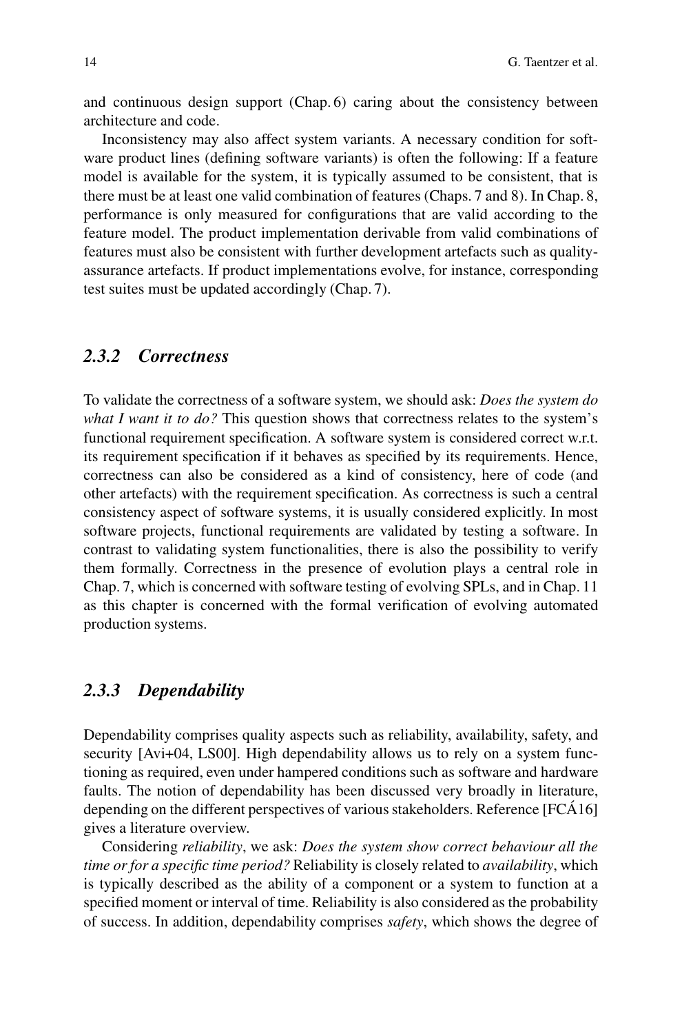and continuous design support (Chap. 6) caring about the consistency between architecture and code.

Inconsistency may also affect system variants. A necessary condition for software product lines (defining software variants) is often the following: If a feature model is available for the system, it is typically assumed to be consistent, that is there must be at least one valid combination of features (Chaps. 7 and 8). In Chap. 8, performance is only measured for configurations that are valid according to the feature model. The product implementation derivable from valid combinations of features must also be consistent with further development artefacts such as quality-assurance artefacts. If product implementations evolve, for instance, corresponding test suites must be updated accordingly (Chap. 7).

### *2.3.2 Correctness*

To validate the correctness of a software system, we should ask: *Does the system do what I want it to do?* This question shows that correctness relates to the system's functional requirement specification. A software system is considered correct w.r.t. its requirement specification if it behaves as specified by its requirements. Hence, correctness can also be considered as a kind of consistency, here of code (and other artefacts) with the requirement specification. As correctness is such a central consistency aspect of software systems, it is usually considered explicitly. In most software projects, functional requirements are validated by testing a software. In contrast to validating system functionalities, there is also the possibility to verify them formally. Correctness in the presence of evolution plays a central role in Chap. 7, which is concerned with software testing of evolving SPLs, and in Chap. 11 as this chapter is concerned with the formal verification of evolving automated production systems.

### *2.3.3 Dependability*

Dependability comprises quality aspects such as reliability, availability, safety, and security [Avi+04, LS00]. High dependability allows us to rely on a system functioning as required, even under hampered conditions such as software and hardware faults. The notion of dependability has been discussed very broadly in literature, depending on the different perspectives of various stakeholders. Reference [FCÁ16] gives a literature overview.

Considering *reliability*, we ask: *Does the system show correct behaviour all the time or for a specific time period?* Reliability is closely related to *availability*, which is typically described as the ability of a component or a system to function at a specified moment or interval of time. Reliability is also considered as the probability of success. In addition, dependability comprises *safety*, which shows the degree of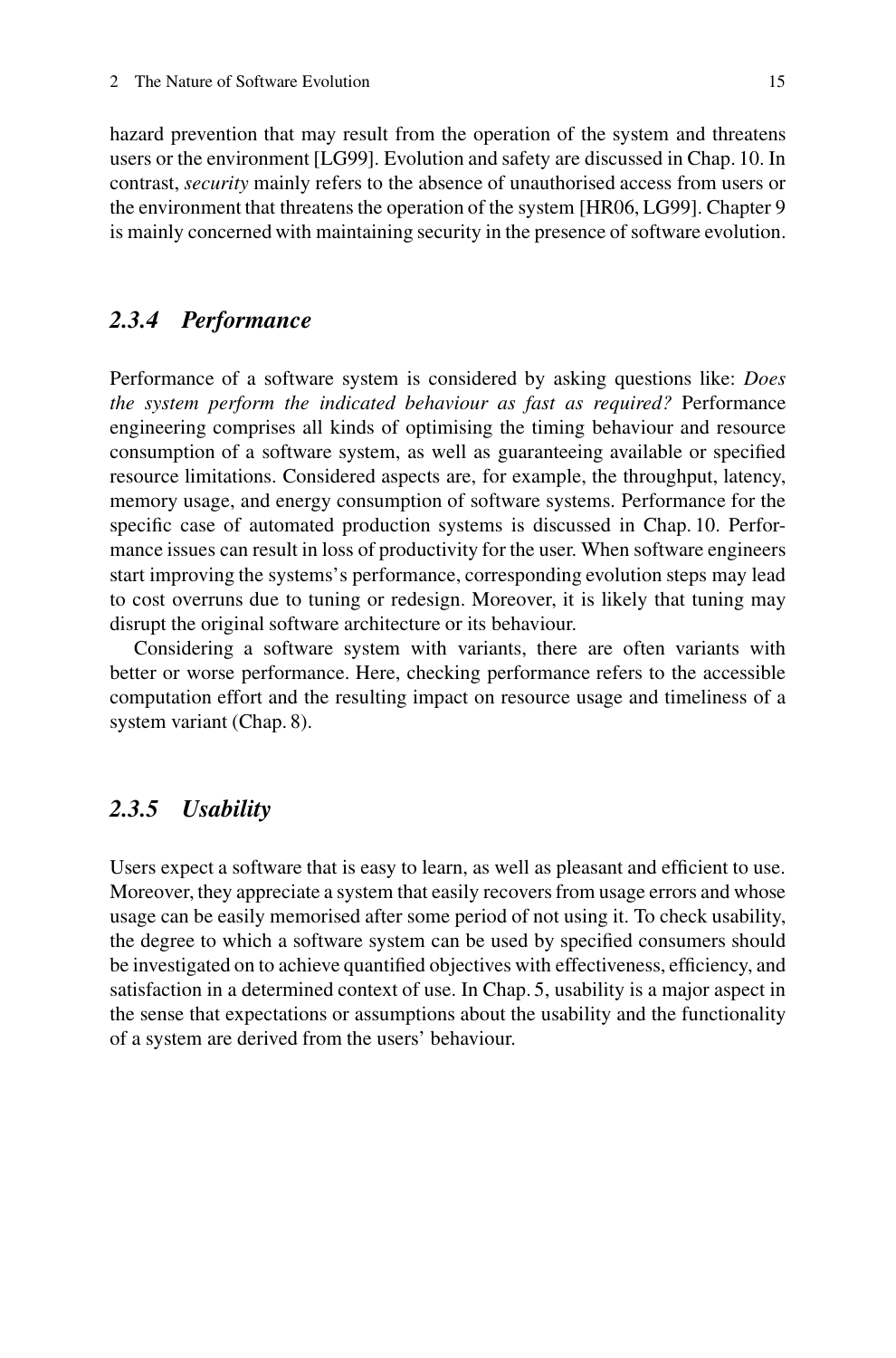hazard prevention that may result from the operation of the system and threatens users or the environment [LG99]. Evolution and safety are discussed in Chap. 10. In contrast, *security* mainly refers to the absence of unauthorised access from users or the environment that threatens the operation of the system [HR06, LG99]. Chapter 9 is mainly concerned with maintaining security in the presence of software evolution.

### *2.3.4 Performance*

Performance of a software system is considered by asking questions like: *Does the system perform the indicated behaviour as fast as required?* Performance engineering comprises all kinds of optimising the timing behaviour and resource consumption of a software system, as well as guaranteeing available or specified resource limitations. Considered aspects are, for example, the throughput, latency, memory usage, and energy consumption of software systems. Performance for the specific case of automated production systems is discussed in Chap. 10. Performance issues can result in loss of productivity for the user. When software engineers start improving the systems's performance, corresponding evolution steps may lead to cost overruns due to tuning or redesign. Moreover, it is likely that tuning may disrupt the original software architecture or its behaviour.

Considering a software system with variants, there are often variants with better or worse performance. Here, checking performance refers to the accessible computation effort and the resulting impact on resource usage and timeliness of a system variant (Chap. 8).

### *2.3.5 Usability*

Users expect a software that is easy to learn, as well as pleasant and efficient to use. Moreover, they appreciate a system that easily recovers from usage errors and whose usage can be easily memorised after some period of not using it. To check usability, the degree to which a software system can be used by specified consumers should be investigated on to achieve quantified objectives with effectiveness, efficiency, and satisfaction in a determined context of use. In Chap. 5, usability is a major aspect in the sense that expectations or assumptions about the usability and the functionality of a system are derived from the users' behaviour.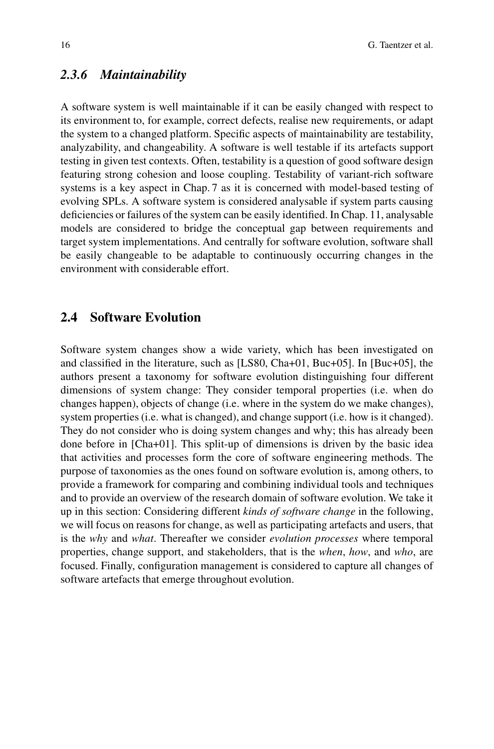### *2.3.6 Maintainability*

A software system is well maintainable if it can be easily changed with respect to its environment to, for example, correct defects, realise new requirements, or adapt the system to a changed platform. Specific aspects of maintainability are testability, analyzability, and changeability. A software is well testable if its artefacts support testing in given test contexts. Often, testability is a question of good software design featuring strong cohesion and loose coupling. Testability of variant-rich software systems is a key aspect in Chap. 7 as it is concerned with model-based testing of evolving SPLs. A software system is considered analysable if system parts causing deficiencies or failures of the system can be easily identified. In Chap. 11, analysable models are considered to bridge the conceptual gap between requirements and target system implementations. And centrally for software evolution, software shall be easily changeable to be adaptable to continuously occurring changes in the environment with considerable effort.

## 2.4 Software Evolution

Software system changes show a wide variety, which has been investigated on and classified in the literature, such as [LS80, Cha+01, Buc+05]. In [Buc+05], the authors present a taxonomy for software evolution distinguishing four different dimensions of system change: They consider temporal properties (i.e. when do changes happen), objects of change (i.e. where in the system do we make changes), system properties (i.e. what is changed), and change support (i.e. how is it changed). They do not consider who is doing system changes and why; this has already been done before in [Cha+01]. This split-up of dimensions is driven by the basic idea that activities and processes form the core of software engineering methods. The purpose of taxonomies as the ones found on software evolution is, among others, to provide a framework for comparing and combining individual tools and techniques and to provide an overview of the research domain of software evolution. We take it up in this section: Considering different *kinds of software change* in the following, we will focus on reasons for change, as well as participating artefacts and users, that is the *why* and *what*. Thereafter we consider *evolution processes* where temporal properties, change support, and stakeholders, that is the *when*, *how*, and *who*, are focused. Finally, configuration management is considered to capture all changes of software artefacts that emerge throughout evolution.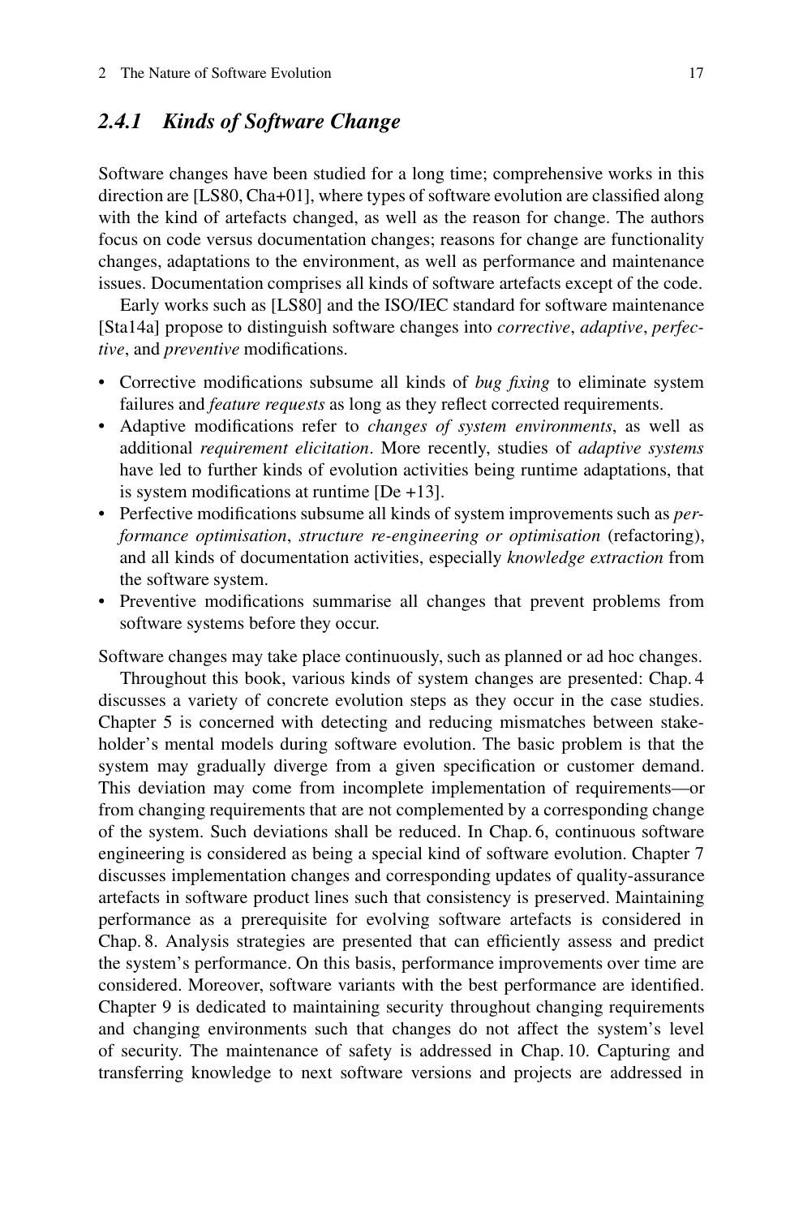### *2.4.1 Kinds of Software Change*

Software changes have been studied for a long time; comprehensive works in this direction are [LS80, Cha+01], where types of software evolution are classified along with the kind of artefacts changed, as well as the reason for change. The authors focus on code versus documentation changes; reasons for change are functionality changes, adaptations to the environment, as well as performance and maintenance issues. Documentation comprises all kinds of software artefacts except of the code.

Early works such as [LS80] and the ISO/IEC standard for software maintenance [Sta14a] propose to distinguish software changes into *corrective*, *adaptive*, *perfective*, and *preventive* modifications.

- Corrective modifications subsume all kinds of *bug fixing* to eliminate system failures and *feature requests* as long as they reflect corrected requirements.
- Adaptive modifications refer to *changes of system environments*, as well as additional *requirement elicitation*. More recently, studies of *adaptive systems* have led to further kinds of evolution activities being runtime adaptations, that is system modifications at runtime [De +13].
- Perfective modifications subsume all kinds of system improvements such as *performance optimisation*, *structure re-engineering or optimisation* (refactoring), and all kinds of documentation activities, especially *knowledge extraction* from the software system.
- Preventive modifications summarise all changes that prevent problems from software systems before they occur.

Software changes may take place continuously, such as planned or ad hoc changes.

Throughout this book, various kinds of system changes are presented: Chap. 4 discusses a variety of concrete evolution steps as they occur in the case studies. Chapter 5 is concerned with detecting and reducing mismatches between stakeholder's mental models during software evolution. The basic problem is that the system may gradually diverge from a given specification or customer demand. This deviation may come from incomplete implementation of requirements—or from changing requirements that are not complemented by a corresponding change of the system. Such deviations shall be reduced. In Chap. 6, continuous software engineering is considered as being a special kind of software evolution. Chapter 7 discusses implementation changes and corresponding updates of quality-assurance artefacts in software product lines such that consistency is preserved. Maintaining performance as a prerequisite for evolving software artefacts is considered in Chap. 8. Analysis strategies are presented that can efficiently assess and predict the system's performance. On this basis, performance improvements over time are considered. Moreover, software variants with the best performance are identified. Chapter 9 is dedicated to maintaining security throughout changing requirements and changing environments such that changes do not affect the system's level of security. The maintenance of safety is addressed in Chap. 10. Capturing and transferring knowledge to next software versions and projects are addressed in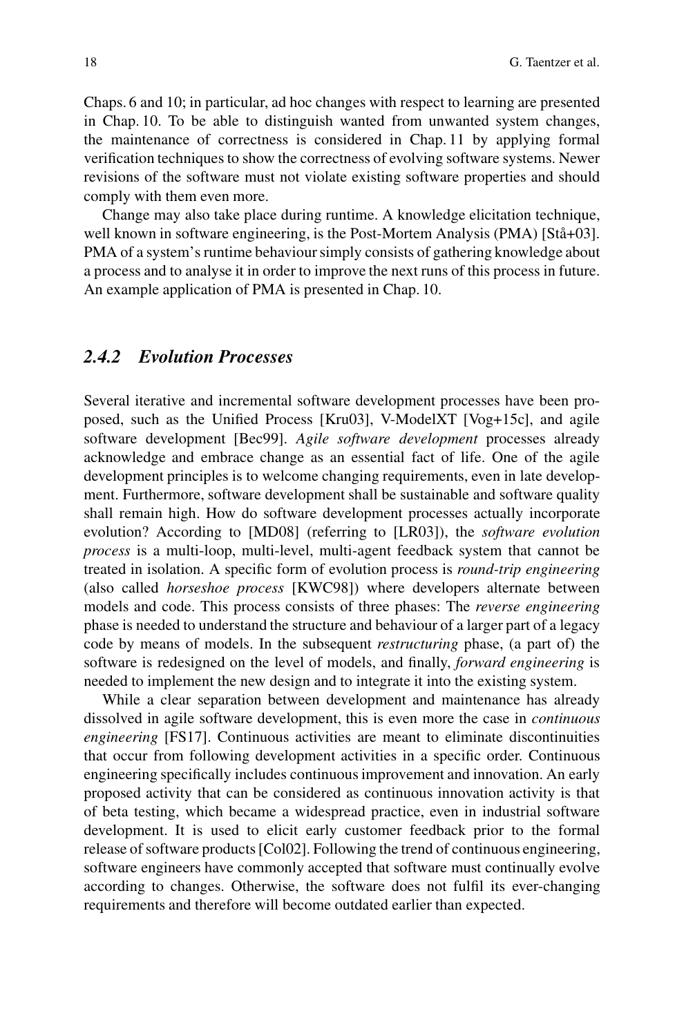Chaps. 6 and 10; in particular, ad hoc changes with respect to learning are presented in Chap. 10. To be able to distinguish wanted from unwanted system changes, the maintenance of correctness is considered in Chap. 11 by applying formal verification techniques to show the correctness of evolving software systems. Newer revisions of the software must not violate existing software properties and should comply with them even more.

Change may also take place during runtime. A knowledge elicitation technique, well known in software engineering, is the Post-Mortem Analysis (PMA) [Stå+03]. PMA of a system's runtime behaviour simply consists of gathering knowledge about a process and to analyse it in order to improve the next runs of this process in future. An example application of PMA is presented in Chap. 10.

### *2.4.2 Evolution Processes*

Several iterative and incremental software development processes have been proposed, such as the Unified Process [Kru03], V-ModelXT [Vog+15c], and agile software development [Bec99]. *Agile software development* processes already acknowledge and embrace change as an essential fact of life. One of the agile development principles is to welcome changing requirements, even in late development. Furthermore, software development shall be sustainable and software quality shall remain high. How do software development processes actually incorporate evolution? According to [MD08] (referring to [LR03]), the *software evolution process* is a multi-loop, multi-level, multi-agent feedback system that cannot be treated in isolation. A specific form of evolution process is *round-trip engineering* (also called *horseshoe process* [KWC98]) where developers alternate between models and code. This process consists of three phases: The *reverse engineering* phase is needed to understand the structure and behaviour of a larger part of a legacy code by means of models. In the subsequent *restructuring* phase, (a part of) the software is redesigned on the level of models, and finally, *forward engineering* is needed to implement the new design and to integrate it into the existing system.

While a clear separation between development and maintenance has already dissolved in agile software development, this is even more the case in *continuous engineering* [FS17]. Continuous activities are meant to eliminate discontinuities that occur from following development activities in a specific order. Continuous engineering specifically includes continuous improvement and innovation. An early proposed activity that can be considered as continuous innovation activity is that of beta testing, which became a widespread practice, even in industrial software development. It is used to elicit early customer feedback prior to the formal release of software products [Col02]. Following the trend of continuous engineering, software engineers have commonly accepted that software must continually evolve according to changes. Otherwise, the software does not fulfil its ever-changing requirements and therefore will become outdated earlier than expected.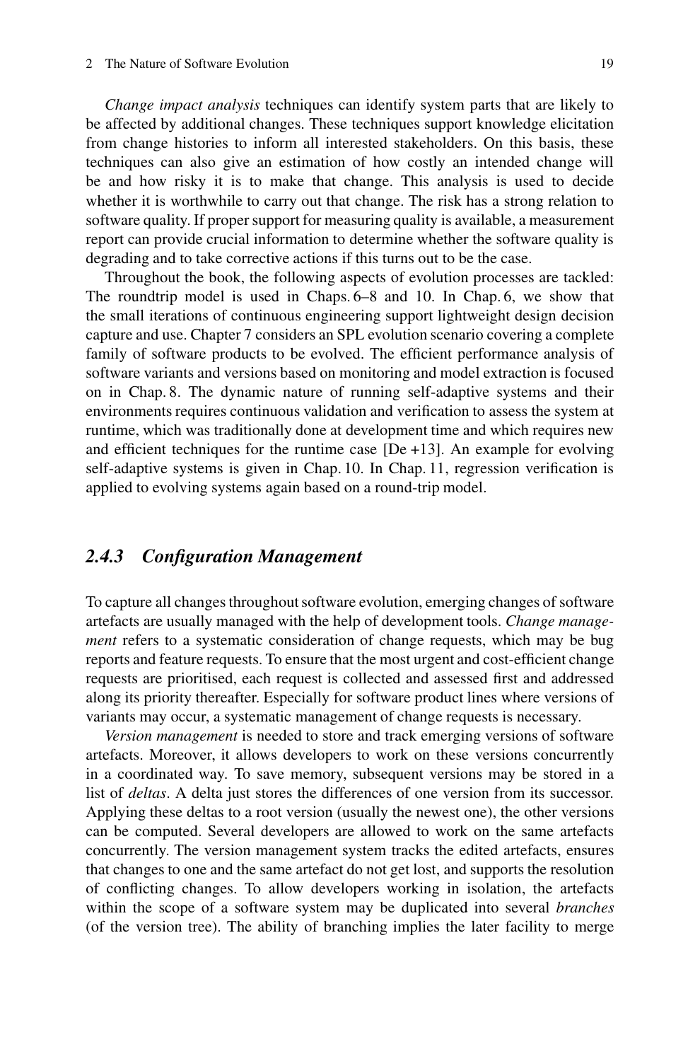*Change impact analysis* techniques can identify system parts that are likely to be affected by additional changes. These techniques support knowledge elicitation from change histories to inform all interested stakeholders. On this basis, these techniques can also give an estimation of how costly an intended change will be and how risky it is to make that change. This analysis is used to decide whether it is worthwhile to carry out that change. The risk has a strong relation to software quality. If proper support for measuring quality is available, a measurement report can provide crucial information to determine whether the software quality is degrading and to take corrective actions if this turns out to be the case.

Throughout the book, the following aspects of evolution processes are tackled: The roundtrip model is used in Chaps. 6–8 and 10. In Chap. 6, we show that the small iterations of continuous engineering support lightweight design decision capture and use. Chapter 7 considers an SPL evolution scenario covering a complete family of software products to be evolved. The efficient performance analysis of software variants and versions based on monitoring and model extraction is focused on in Chap. 8. The dynamic nature of running self-adaptive systems and their environments requires continuous validation and verification to assess the system at runtime, which was traditionally done at development time and which requires new and efficient techniques for the runtime case [De +13]. An example for evolving self-adaptive systems is given in Chap. 10. In Chap. 11, regression verification is applied to evolving systems again based on a round-trip model.

### *2.4.3 Configuration Management*

To capture all changes throughout software evolution, emerging changes of software artefacts are usually managed with the help of development tools. *Change management* refers to a systematic consideration of change requests, which may be bug reports and feature requests. To ensure that the most urgent and cost-efficient change requests are prioritised, each request is collected and assessed first and addressed along its priority thereafter. Especially for software product lines where versions of variants may occur, a systematic management of change requests is necessary.

*Version management* is needed to store and track emerging versions of software artefacts. Moreover, it allows developers to work on these versions concurrently in a coordinated way. To save memory, subsequent versions may be stored in a list of *deltas*. A delta just stores the differences of one version from its successor. Applying these deltas to a root version (usually the newest one), the other versions can be computed. Several developers are allowed to work on the same artefacts concurrently. The version management system tracks the edited artefacts, ensures that changes to one and the same artefact do not get lost, and supports the resolution of conflicting changes. To allow developers working in isolation, the artefacts within the scope of a software system may be duplicated into several *branches* (of the version tree). The ability of branching implies the later facility to merge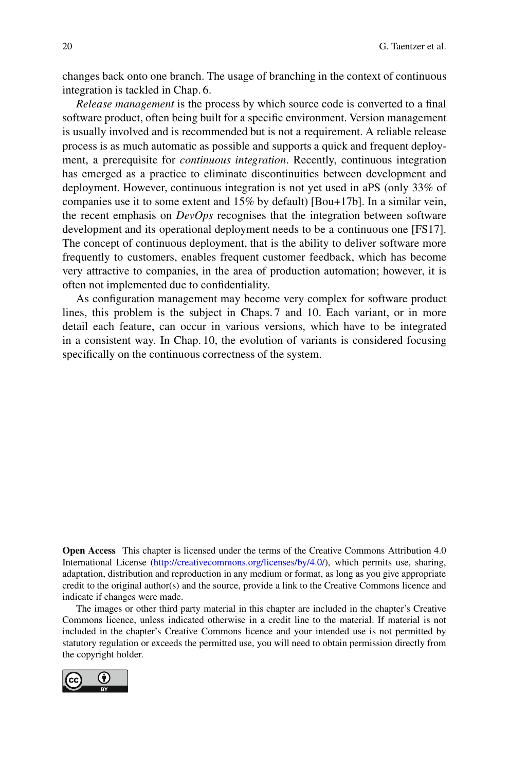changes back onto one branch. The usage of branching in the context of continuous integration is tackled in Chap. 6.

*Release management* is the process by which source code is converted to a final software product, often being built for a specific environment. Version management is usually involved and is recommended but is not a requirement. A reliable release process is as much automatic as possible and supports a quick and frequent deployment, a prerequisite for *continuous integration*. Recently, continuous integration has emerged as a practice to eliminate discontinuities between development and deployment. However, continuous integration is not yet used in aPS (only 33% of companies use it to some extent and 15% by default) [Bou+17b]. In a similar vein, the recent emphasis on *DevOps* recognises that the integration between software development and its operational deployment needs to be a continuous one [FS17]. The concept of continuous deployment, that is the ability to deliver software more frequently to customers, enables frequent customer feedback, which has become very attractive to companies, in the area of production automation; however, it is often not implemented due to confidentiality.

As configuration management may become very complex for software product lines, this problem is the subject in Chaps. 7 and 10. Each variant, or in more detail each feature, can occur in various versions, which have to be integrated in a consistent way. In Chap. 10, the evolution of variants is considered focusing specifically on the continuous correctness of the system.

**Open Access** This chapter is licensed under the terms of the Creative Commons Attribution 4.0 International License (http://creativecommons.org/licenses/by/4.0/), which permits use, sharing, adaptation, distribution and reproduction in any medium or format, as long as you give appropriate credit to the original author(s) and the source, provide a link to the Creative Commons licence and indicate if changes were made.

The images or other third party material in this chapter are included in the chapter's Creative Commons licence, unless indicated otherwise in a credit line to the material. If material is not included in the chapter's Creative Commons licence and your intended use is not permitted by statutory regulation or exceeds the permitted use, you will need to obtain permission directly from the copyright holder.